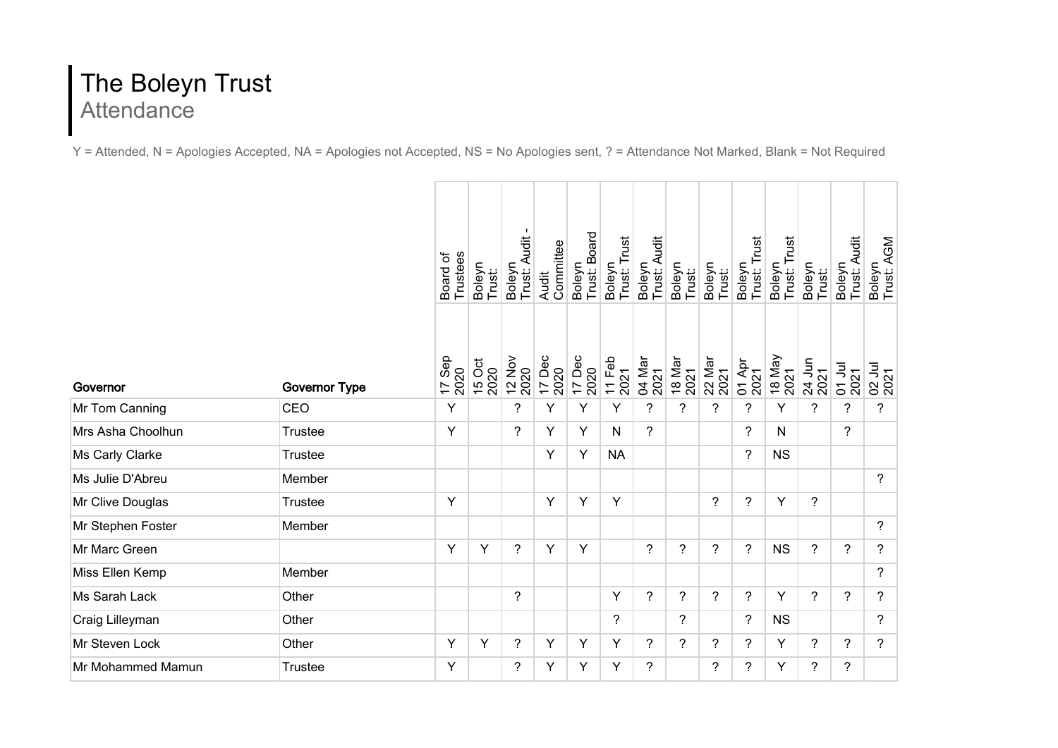# The Boleyn Trust
## Attendance

Y = Attended, N = Apologies Accepted, NA = Apologies not Accepted, NS = No Apologies sent, ? = Attendance Not Marked, Blank = Not Required

| Governor | Governor Type | Board of Trustees 17 Sep 2020 | Boleyn Trust: 15 Oct 2020 | Boleyn Trust: Audit - 12 Nov 2020 | Audit Committee 17 Dec 2020 | Boleyn Trust: Board 17 Dec 2020 | Boleyn Trust: Trust 11 Feb 2021 | Boleyn Trust: Audit 04 Mar 2021 | Boleyn Trust: 18 Mar 2021 | Boleyn Trust: 22 Mar 2021 | Boleyn Trust: Trust 01 Apr 2021 | Boleyn Trust: Trust 18 May 2021 | Boleyn Trust: 24 Jun 2021 | Boleyn Trust: Audit 01 Jul 2021 | Boleyn Trust: AGM 02 Jul 2021 |
|---|---|---|---|---|---|---|---|---|---|---|---|---|---|---|---|
| Mr Tom Canning | CEO | Y | | ? | Y | Y | Y | ? | ? | ? | ? | Y | ? | ? | ? |
| Mrs Asha Choolhun | Trustee | Y | | ? | Y | Y | N | ? | | | ? | N | | ? | |
| Ms Carly Clarke | Trustee | | | | Y | Y | NA | | | | ? | NS | | | |
| Ms Julie D'Abreu | Member | | | | | | | | | | | | | | ? |
| Mr Clive Douglas | Trustee | Y | | | Y | Y | Y | | | ? | ? | Y | ? | | |
| Mr Stephen Foster | Member | | | | | | | | | | | | | | ? |
| Mr Marc Green | | Y | Y | ? | Y | Y | | ? | ? | ? | ? | NS | ? | ? | ? |
| Miss Ellen Kemp | Member | | | | | | | | | | | | | | ? |
| Ms Sarah Lack | Other | | | ? | | | Y | ? | ? | ? | ? | Y | ? | ? | ? |
| Craig Lilleyman | Other | | | | | | ? | | ? | | ? | NS | | | ? |
| Mr Steven Lock | Other | Y | Y | ? | Y | Y | Y | ? | ? | ? | ? | Y | ? | ? | ? |
| Mr Mohammed Mamun | Trustee | Y | | ? | Y | Y | Y | ? | | ? | ? | Y | ? | ? | |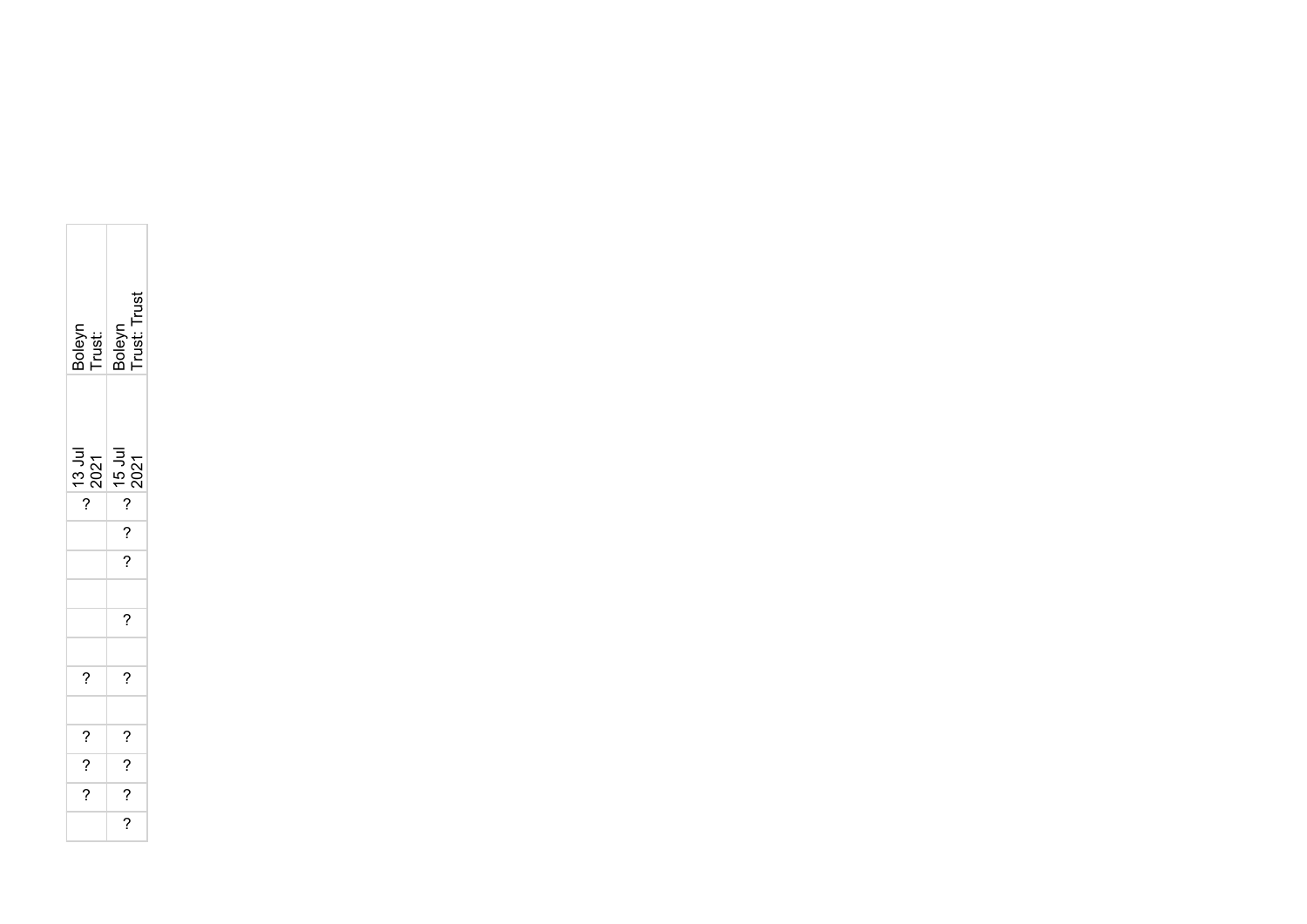| | | | | | | | | | | | | | |
|---|---|---|---|---|---|---|---|---|---|---|---|---|---|
| Boleyn Trust: | 13 Jul 2021 | ? | | | | | | ? | | ? | ? | ? | |
| Boleyn Trust: Trust | 15 Jul 2021 | ? | ? | ? | | ? | | ? | | ? | ? | ? | ? |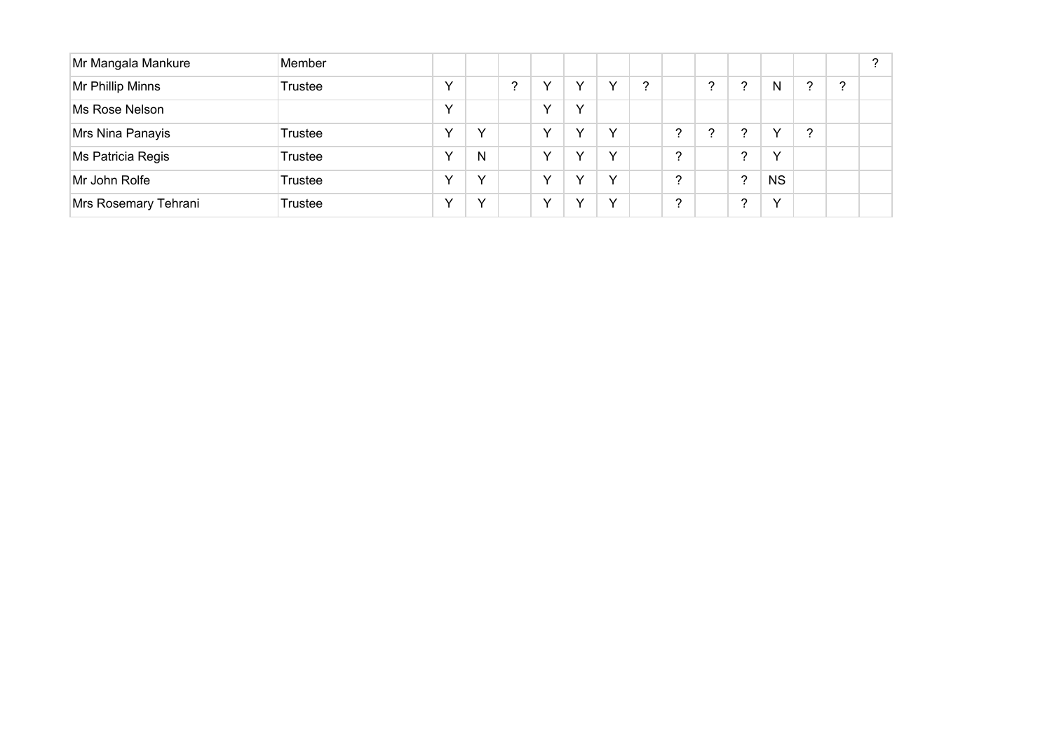| | | | | | | | | | | | | | | | |
|---|---|---|---|---|---|---|---|---|---|---|---|---|---|---|---|
| Mr Mangala Mankure | Member | | | | | | | | | | | | | | ? |
| Mr Phillip Minns | Trustee | Y | | ? | Y | Y | Y | ? | | ? | ? | N | ? | ? | |
| Ms Rose Nelson | | Y | | | Y | Y | | | | | | | | | |
| Mrs Nina Panayis | Trustee | Y | Y | | Y | Y | Y | | ? | ? | ? | Y | ? | | |
| Ms Patricia Regis | Trustee | Y | N | | Y | Y | Y | | ? | | ? | Y | | | |
| Mr John Rolfe | Trustee | Y | Y | | Y | Y | Y | | ? | | ? | NS | | | |
| Mrs Rosemary Tehrani | Trustee | Y | Y | | Y | Y | Y | | ? | | ? | Y | | | |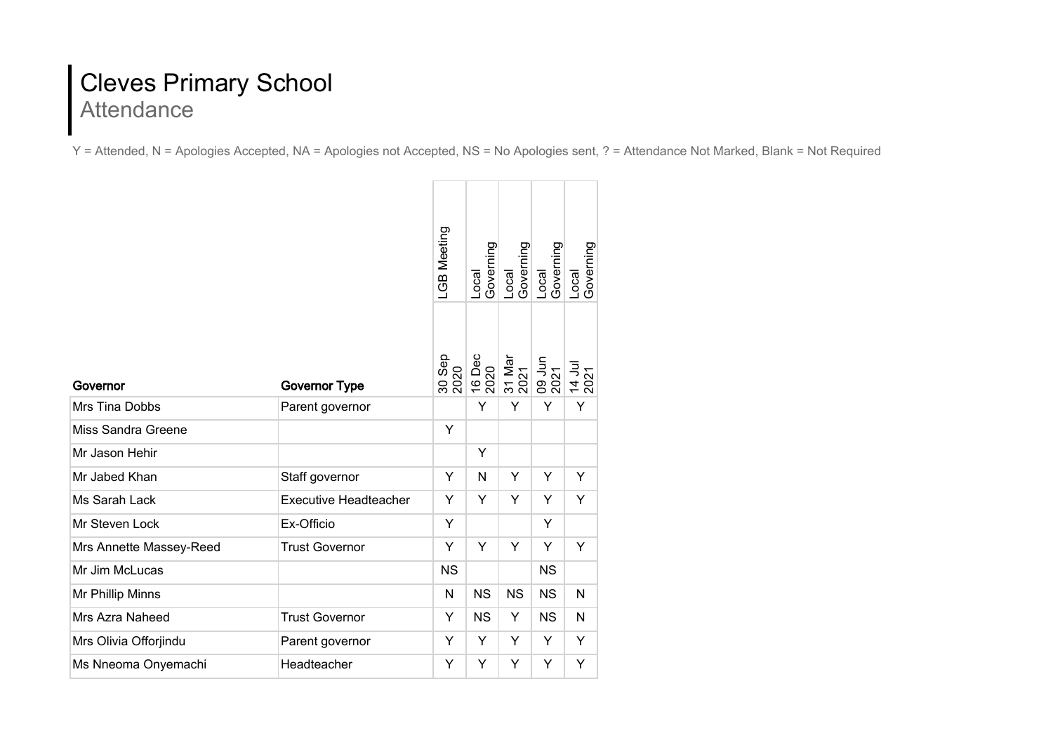# Cleves Primary School

## Attendance

Y = Attended, N = Apologies Accepted, NA = Apologies not Accepted, NS = No Apologies sent, ? = Attendance Not Marked, Blank = Not Required

| Governor | Governor Type | LGB Meeting 30 Sep 2020 | Local Governing 16 Dec 2020 | Local Governing 31 Mar 2021 | Local Governing 09 Jun 2021 | Local Governing 14 Jul 2021 |
|---|---|---|---|---|---|---|
| Mrs Tina Dobbs | Parent governor | | Y | Y | Y | Y |
| Miss Sandra Greene | | Y | | | | |
| Mr Jason Hehir | | | Y | | | |
| Mr Jabed Khan | Staff governor | Y | N | Y | Y | Y |
| Ms Sarah Lack | Executive Headteacher | Y | Y | Y | Y | Y |
| Mr Steven Lock | Ex-Officio | Y | | | Y | |
| Mrs Annette Massey-Reed | Trust Governor | Y | Y | Y | Y | Y |
| Mr Jim McLucas | | NS | | | NS | |
| Mr Phillip Minns | | N | NS | NS | NS | N |
| Mrs Azra Naheed | Trust Governor | Y | NS | Y | NS | N |
| Mrs Olivia Offorjindu | Parent governor | Y | Y | Y | Y | Y |
| Ms Nneoma Onyemachi | Headteacher | Y | Y | Y | Y | Y |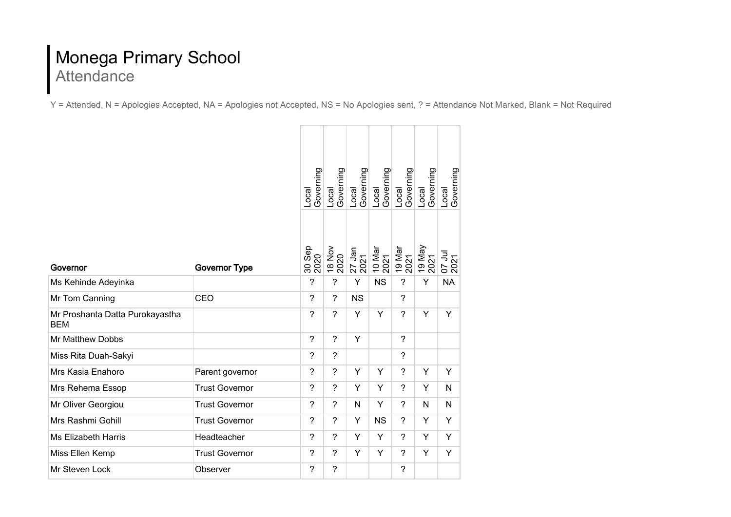# Monega Primary School
## Attendance

Y = Attended, N = Apologies Accepted, NA = Apologies not Accepted, NS = No Apologies sent, ? = Attendance Not Marked, Blank = Not Required

| Governor | Governor Type | Local Governing 30 Sep 2020 | Local Governing 18 Nov 2020 | Local Governing 27 Jan 2021 | Local Governing 10 Mar 2021 | Local Governing 19 Mar 2021 | Local Governing 19 May 2021 | Local Governing 07 Jul 2021 |
|---|---|---|---|---|---|---|---|---|
| Ms Kehinde Adeyinka | | ? | ? | Y | NS | ? | Y | NA |
| Mr Tom Canning | CEO | ? | ? | NS | | ? | | |
| Mr Proshanta Datta Purokayastha BEM | | ? | ? | Y | Y | ? | Y | Y |
| Mr Matthew Dobbs | | ? | ? | Y | | ? | | |
| Miss Rita Duah-Sakyi | | ? | ? | | | ? | | |
| Mrs Kasia Enahoro | Parent governor | ? | ? | Y | Y | ? | Y | Y |
| Mrs Rehema Essop | Trust Governor | ? | ? | Y | Y | ? | Y | N |
| Mr Oliver Georgiou | Trust Governor | ? | ? | N | Y | ? | N | N |
| Mrs Rashmi Gohill | Trust Governor | ? | ? | Y | NS | ? | Y | Y |
| Ms Elizabeth Harris | Headteacher | ? | ? | Y | Y | ? | Y | Y |
| Miss Ellen Kemp | Trust Governor | ? | ? | Y | Y | ? | Y | Y |
| Mr Steven Lock | Observer | ? | ? | | | ? | | |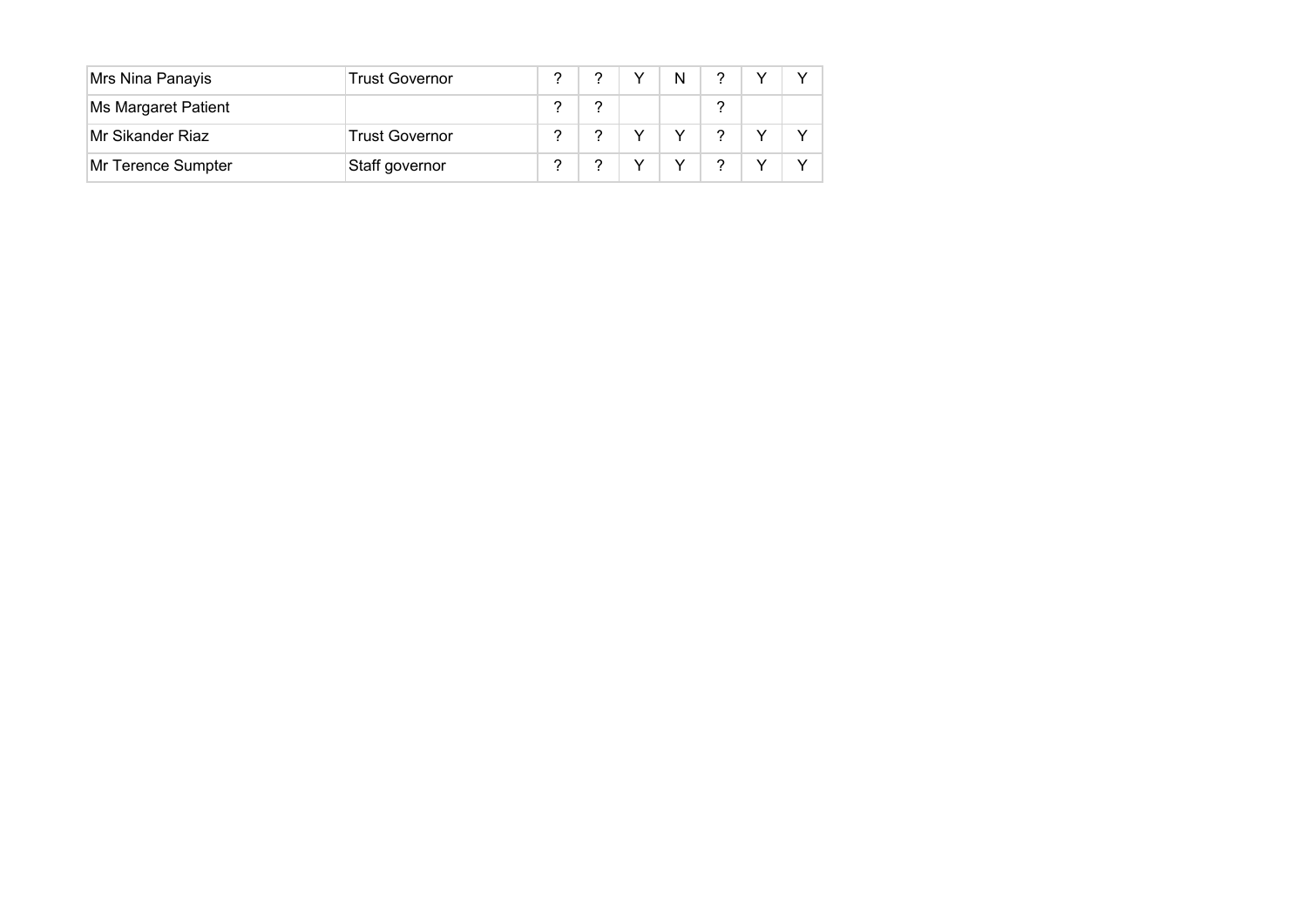| | | | | | | | | |
|---|---|---|---|---|---|---|---|---|
| Mrs Nina Panayis | Trust Governor | ? | ? | Y | N | ? | Y | Y |
| Ms Margaret Patient | | ? | ? | | | ? | | |
| Mr Sikander Riaz | Trust Governor | ? | ? | Y | Y | ? | Y | Y |
| Mr Terence Sumpter | Staff governor | ? | ? | Y | Y | ? | Y | Y |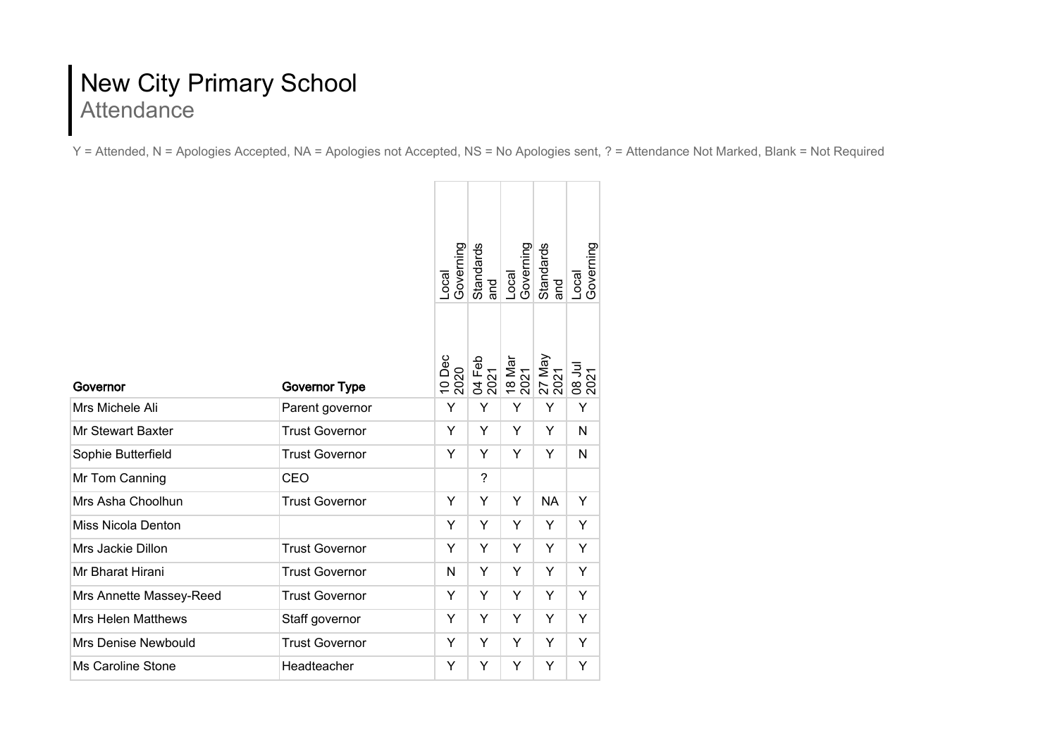# New City Primary School

## Attendance

Y = Attended, N = Apologies Accepted, NA = Apologies not Accepted, NS = No Apologies sent, ? = Attendance Not Marked, Blank = Not Required

| | | Local Governing | Standards and | Local Governing | Standards and | Local Governing |
|---|---|---|---|---|---|---|
| **Governor** | **Governor Type** | 10 Dec 2020 | 04 Feb 2021 | 18 Mar 2021 | 27 May 2021 | 08 Jul 2021 |
| Mrs Michele Ali | Parent governor | Y | Y | Y | Y | Y |
| Mr Stewart Baxter | Trust Governor | Y | Y | Y | Y | N |
| Sophie Butterfield | Trust Governor | Y | Y | Y | Y | N |
| Mr Tom Canning | CEO | | ? | | | |
| Mrs Asha Choolhun | Trust Governor | Y | Y | Y | NA | Y |
| Miss Nicola Denton | | Y | Y | Y | Y | Y |
| Mrs Jackie Dillon | Trust Governor | Y | Y | Y | Y | Y |
| Mr Bharat Hirani | Trust Governor | N | Y | Y | Y | Y |
| Mrs Annette Massey-Reed | Trust Governor | Y | Y | Y | Y | Y |
| Mrs Helen Matthews | Staff governor | Y | Y | Y | Y | Y |
| Mrs Denise Newbould | Trust Governor | Y | Y | Y | Y | Y |
| Ms Caroline Stone | Headteacher | Y | Y | Y | Y | Y |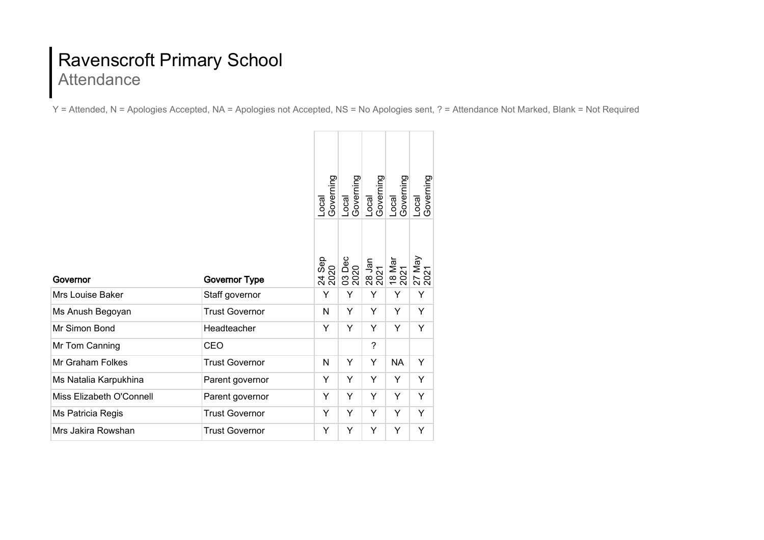# Ravenscroft Primary School
## Attendance

Y = Attended, N = Apologies Accepted, NA = Apologies not Accepted, NS = No Apologies sent, ? = Attendance Not Marked, Blank = Not Required

| | | Local Governing | Local Governing | Local Governing | Local Governing | Local Governing |
|---|---|---|---|---|---|---|
| **Governor** | **Governor Type** | 24 Sep 2020 | 03 Dec 2020 | 28 Jan 2021 | 18 Mar 2021 | 27 May 2021 |
| Mrs Louise Baker | Staff governor | Y | Y | Y | Y | Y |
| Ms Anush Begoyan | Trust Governor | N | Y | Y | Y | Y |
| Mr Simon Bond | Headteacher | Y | Y | Y | Y | Y |
| Mr Tom Canning | CEO | | | ? | | |
| Mr Graham Folkes | Trust Governor | N | Y | Y | NA | Y |
| Ms Natalia Karpukhina | Parent governor | Y | Y | Y | Y | Y |
| Miss Elizabeth O'Connell | Parent governor | Y | Y | Y | Y | Y |
| Ms Patricia Regis | Trust Governor | Y | Y | Y | Y | Y |
| Mrs Jakira Rowshan | Trust Governor | Y | Y | Y | Y | Y |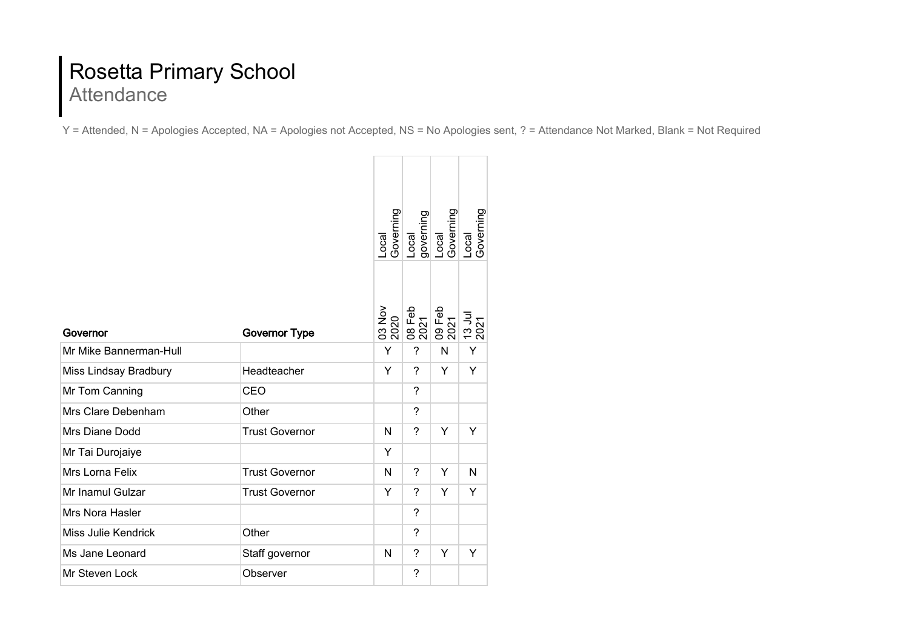# Rosetta Primary School
## Attendance

Y = Attended, N = Apologies Accepted, NA = Apologies not Accepted, NS = No Apologies sent, ? = Attendance Not Marked, Blank = Not Required

| | | Local Governing | Local governing | Local Governing | Local Governing |
|---|---|---|---|---|---|
| **Governor** | **Governor Type** | 03 Nov 2020 | 08 Feb 2021 | 09 Feb 2021 | 13 Jul 2021 |
| Mr Mike Bannerman-Hull | | Y | ? | N | Y |
| Miss Lindsay Bradbury | Headteacher | Y | ? | Y | Y |
| Mr Tom Canning | CEO | | ? | | |
| Mrs Clare Debenham | Other | | ? | | |
| Mrs Diane Dodd | Trust Governor | N | ? | Y | Y |
| Mr Tai Durojaiye | | Y | | | |
| Mrs Lorna Felix | Trust Governor | N | ? | Y | N |
| Mr Inamul Gulzar | Trust Governor | Y | ? | Y | Y |
| Mrs Nora Hasler | | | ? | | |
| Miss Julie Kendrick | Other | | ? | | |
| Ms Jane Leonard | Staff governor | N | ? | Y | Y |
| Mr Steven Lock | Observer | | ? | | |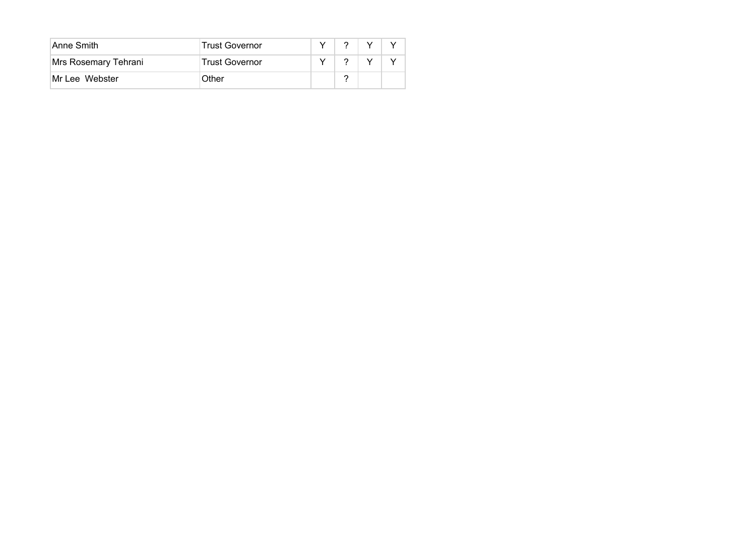| | | | | | |
|---|---|---|---|---|---|
| Anne Smith | Trust Governor | Y | ? | Y | Y |
| Mrs Rosemary Tehrani | Trust Governor | Y | ? | Y | Y |
| Mr Lee  Webster | Other | | ? | | |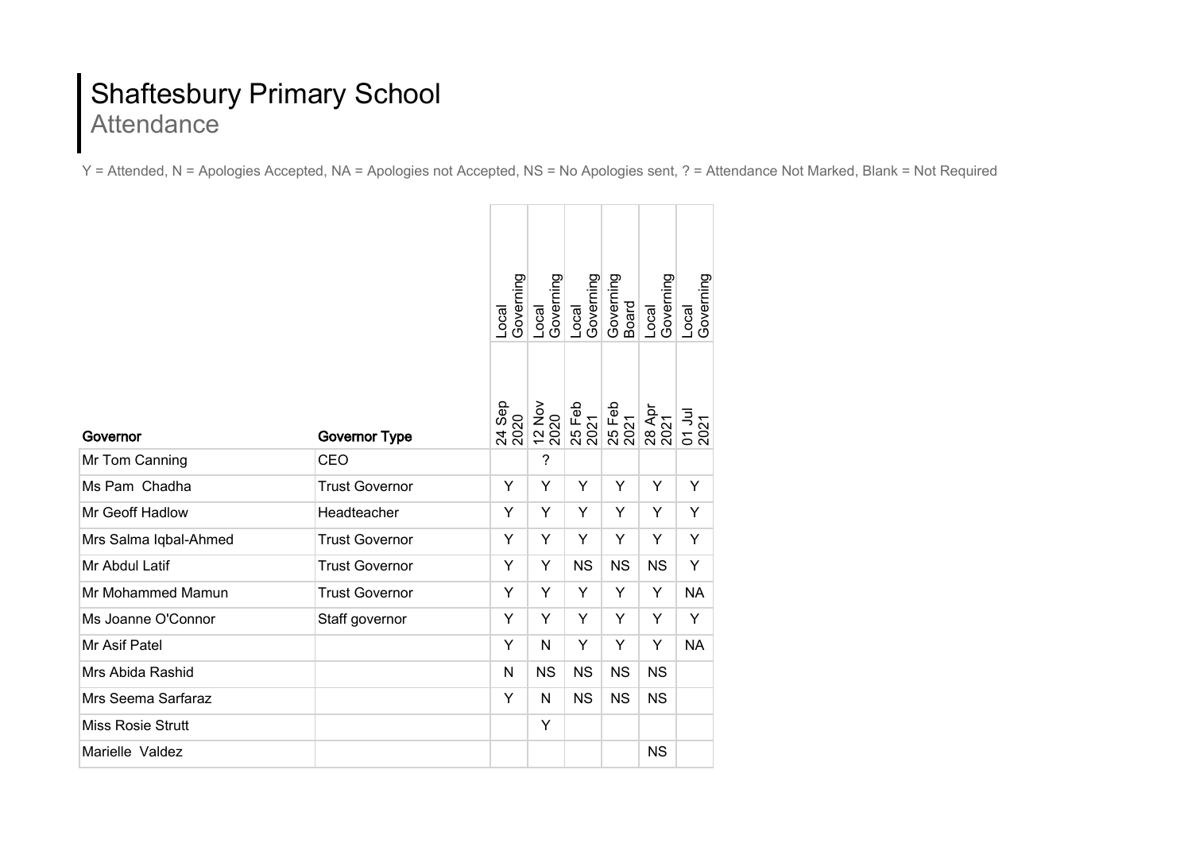# Shaftesbury Primary School

## Attendance

Y = Attended, N = Apologies Accepted, NA = Apologies not Accepted, NS = No Apologies sent, ? = Attendance Not Marked, Blank = Not Required

| | | Local Governing | Local Governing | Local Governing | Governing Board | Local Governing | Local Governing |
|---|---|---|---|---|---|---|---|
| **Governor** | **Governor Type** | 24 Sep 2020 | 12 Nov 2020 | 25 Feb 2021 | 25 Feb 2021 | 28 Apr 2021 | 01 Jul 2021 |
| Mr Tom Canning | CEO | | ? | | | | |
| Ms Pam Chadha | Trust Governor | Y | Y | Y | Y | Y | Y |
| Mr Geoff Hadlow | Headteacher | Y | Y | Y | Y | Y | Y |
| Mrs Salma Iqbal-Ahmed | Trust Governor | Y | Y | Y | Y | Y | Y |
| Mr Abdul Latif | Trust Governor | Y | Y | NS | NS | NS | Y |
| Mr Mohammed Mamun | Trust Governor | Y | Y | Y | Y | Y | NA |
| Ms Joanne O'Connor | Staff governor | Y | Y | Y | Y | Y | Y |
| Mr Asif Patel | | Y | N | Y | Y | Y | NA |
| Mrs Abida Rashid | | N | NS | NS | NS | NS | |
| Mrs Seema Sarfaraz | | Y | N | NS | NS | NS | |
| Miss Rosie Strutt | | | Y | | | | |
| Marielle Valdez | | | | | | NS | |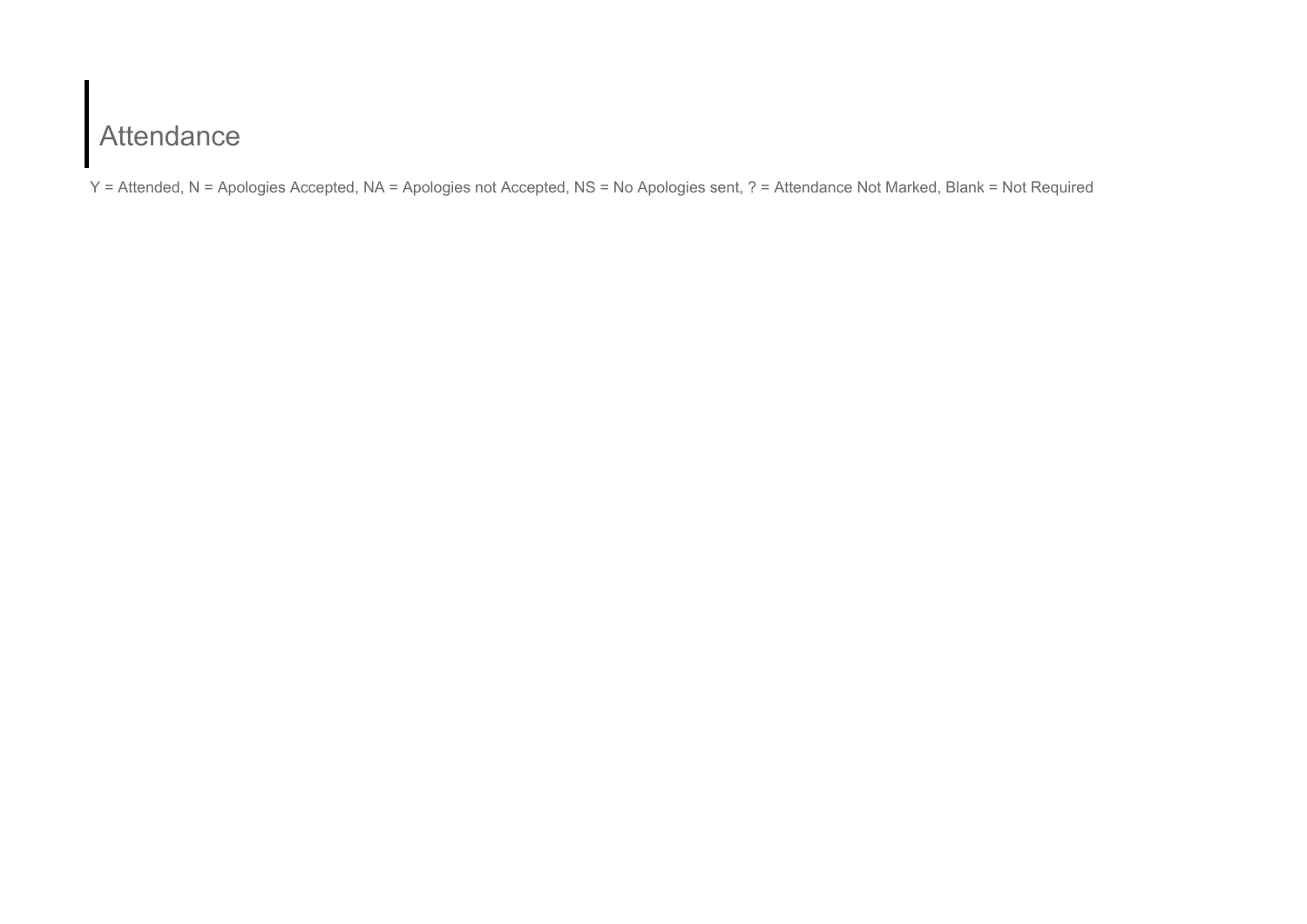# Attendance

Y = Attended, N = Apologies Accepted, NA = Apologies not Accepted, NS = No Apologies sent, ? = Attendance Not Marked, Blank = Not Required